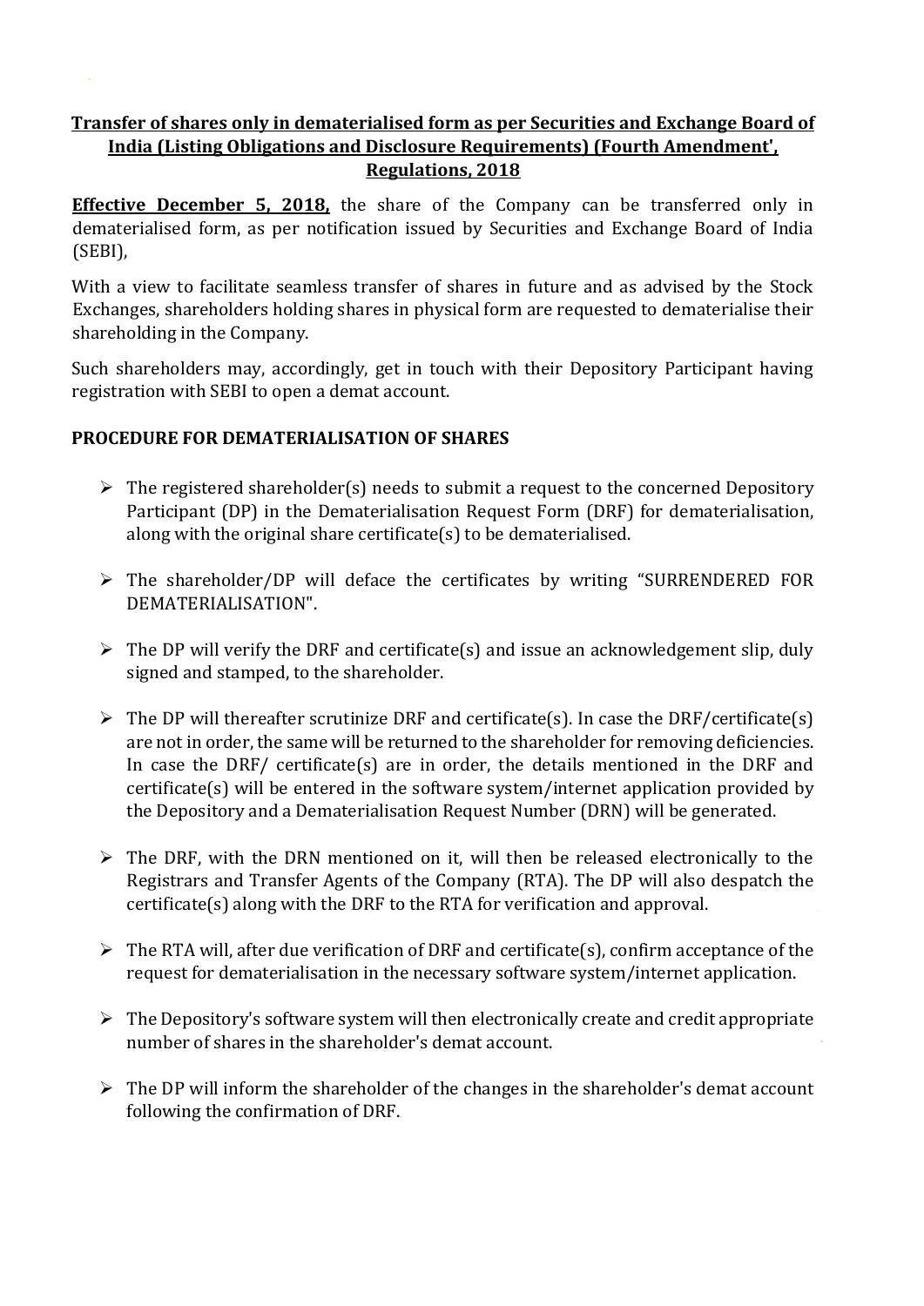**Transfer of shares only in dematerialised form as per Securities and Exchange Board of India (Listing Obligations and Disclosure Requirements) (Fourth Amendment', Regulations, 2018**

**Effective December 5, 2018,** the share of the Company can be transferred only in dematerialised form, as per notification issued by Securities and Exchange Board of India (SEBI),

With a view to facilitate seamless transfer of shares in future and as advised by the Stock Exchanges, shareholders holding shares in physical form are requested to dematerialise their shareholding in the Company.

Such shareholders may, accordingly, get in touch with their Depository Participant having registration with SEBI to open a demat account.

**PROCEDURE FOR DEMATERIALISATION OF SHARES**

- The registered shareholder(s) needs to submit a request to the concerned Depository Participant (DP) in the Dematerialisation Request Form (DRF) for dematerialisation, along with the original share certificate(s) to be dematerialised.
- The shareholder/DP will deface the certificates by writing "SURRENDERED FOR DEMATERIALISATION".
- The DP will verify the DRF and certificate(s) and issue an acknowledgement slip, duly signed and stamped, to the shareholder.
- The DP will thereafter scrutinize DRF and certificate(s). In case the DRF/certificate(s) are not in order, the same will be returned to the shareholder for removing deficiencies. In case the DRF/ certificate(s) are in order, the details mentioned in the DRF and certificate(s) will be entered in the software system/internet application provided by the Depository and a Dematerialisation Request Number (DRN) will be generated.
- The DRF, with the DRN mentioned on it, will then be released electronically to the Registrars and Transfer Agents of the Company (RTA). The DP will also despatch the certificate(s) along with the DRF to the RTA for verification and approval.
- The RTA will, after due verification of DRF and certificate(s), confirm acceptance of the request for dematerialisation in the necessary software system/internet application.
- The Depository's software system will then electronically create and credit appropriate number of shares in the shareholder's demat account.
- The DP will inform the shareholder of the changes in the shareholder's demat account following the confirmation of DRF.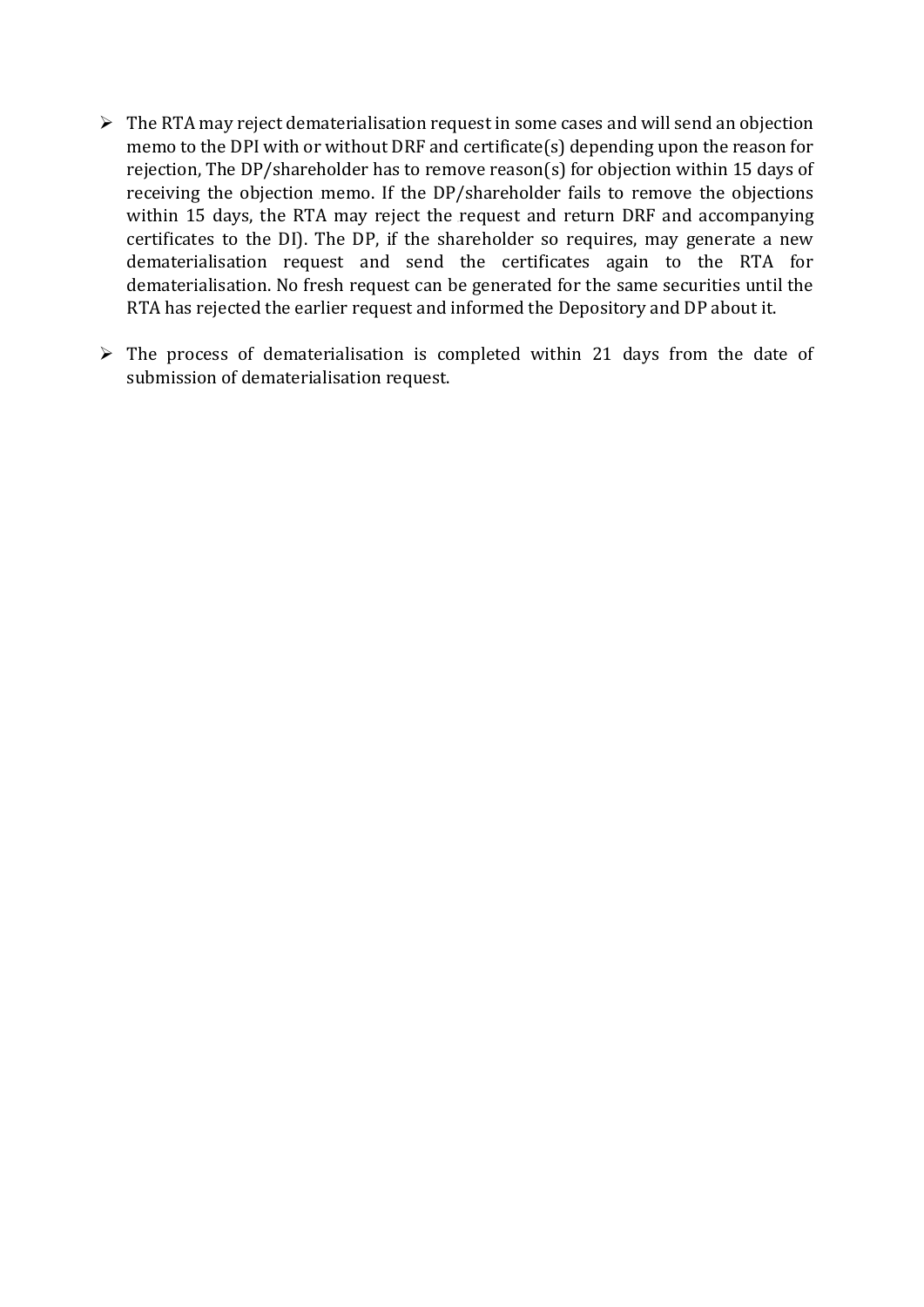- The RTA may reject dematerialisation request in some cases and will send an objection memo to the DPI with or without DRF and certificate(s) depending upon the reason for rejection, The DP/shareholder has to remove reason(s) for objection within 15 days of receiving the objection memo. If the DP/shareholder fails to remove the objections within 15 days, the RTA may reject the request and return DRF and accompanying certificates to the DI). The DP, if the shareholder so requires, may generate a new dematerialisation request and send the certificates again to the RTA for dematerialisation. No fresh request can be generated for the same securities until the RTA has rejected the earlier request and informed the Depository and DP about it.

- The process of dematerialisation is completed within 21 days from the date of submission of dematerialisation request.